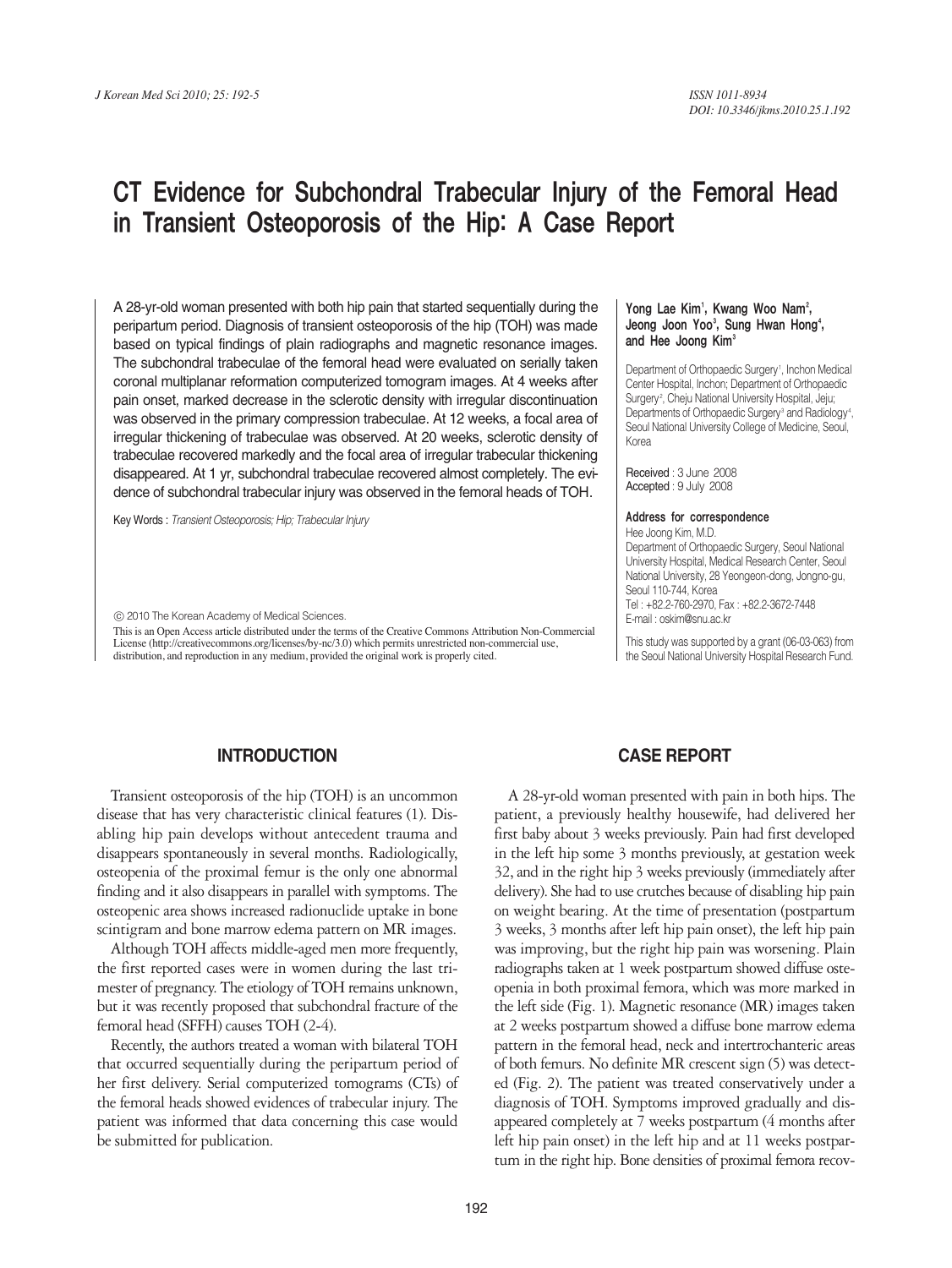# CT Evidence for Subchondral Trabecular Injury of the Femoral Head in Transient Osteoporosis of the Hip: A Case Report

A 28-yr-old woman presented with both hip pain that started sequentially during the peripartum period. Diagnosis of transient osteoporosis of the hip (TOH) was made based on typical findings of plain radiographs and magnetic resonance images. The subchondral trabeculae of the femoral head were evaluated on serially taken coronal multiplanar reformation computerized tomogram images. At 4 weeks after pain onset, marked decrease in the sclerotic density with irregular discontinuation was observed in the primary compression trabeculae. At 12 weeks, a focal area of irregular thickening of trabeculae was observed. At 20 weeks, sclerotic density of trabeculae recovered markedly and the focal area of irregular trabecular thickening disappeared. At 1 yr, subchondral trabeculae recovered almost completely. The evidence of subchondral trabecular injury was observed in the femoral heads of TOH.

Key Words : *Transient Osteoporosis; Hip; Trabecular Injury*

© 2010 The Korean Academy of Medical Sciences.

This is an Open Access article distributed under the terms of the Creative Commons Attribution Non-Commercial License (http://creativecommons.org/licenses/by-nc/3.0) which permits unrestricted non-commercial use, distribution, and reproduction in any medium, provided the original work is properly cited.

**Yong Lae Kim[1], Kwang Woo Nam[2], Jeong Joon Yoo[3], Sung Hwan Hong[4], and Hee Joong Kim[3]**

Department of Orthopaedic Surgery[1], Inchon Medical Center Hospital, Inchon; Department of Orthopaedic Surgery[2], Cheju National University Hospital, Jeju; Departments of Orthopaedic Surgery[3] and Radiology[4], Seoul National University College of Medicine, Seoul, Korea

Received : 3 June 2008
Accepted : 9 July 2008

**Address for correspondence**
Hee Joong Kim, M.D.
Department of Orthopaedic Surgery, Seoul National University Hospital, Medical Research Center, Seoul National University, 28 Yeongeon-dong, Jongno-gu, Seoul 110-744, Korea
Tel : +82.2-760-2970, Fax : +82.2-3672-7448
E-mail : oskim@snu.ac.kr

This study was supported by a grant (06-03-063) from the Seoul National University Hospital Research Fund.

## INTRODUCTION

Transient osteoporosis of the hip (TOH) is an uncommon disease that has very characteristic clinical features (1). Disabling hip pain develops without antecedent trauma and disappears spontaneously in several months. Radiologically, osteopenia of the proximal femur is the only one abnormal finding and it also disappears in parallel with symptoms. The osteopenic area shows increased radionuclide uptake in bone scintigram and bone marrow edema pattern on MR images.

Although TOH affects middle-aged men more frequently, the first reported cases were in women during the last trimester of pregnancy. The etiology of TOH remains unknown, but it was recently proposed that subchondral fracture of the femoral head (SFFH) causes TOH (2-4).

Recently, the authors treated a woman with bilateral TOH that occurred sequentially during the peripartum period of her first delivery. Serial computerized tomograms (CTs) of the femoral heads showed evidences of trabecular injury. The patient was informed that data concerning this case would be submitted for publication.

## CASE REPORT

A 28-yr-old woman presented with pain in both hips. The patient, a previously healthy housewife, had delivered her first baby about 3 weeks previously. Pain had first developed in the left hip some 3 months previously, at gestation week 32, and in the right hip 3 weeks previously (immediately after delivery). She had to use crutches because of disabling hip pain on weight bearing. At the time of presentation (postpartum 3 weeks, 3 months after left hip pain onset), the left hip pain was improving, but the right hip pain was worsening. Plain radiographs taken at 1 week postpartum showed diffuse osteopenia in both proximal femora, which was more marked in the left side (Fig. 1). Magnetic resonance (MR) images taken at 2 weeks postpartum showed a diffuse bone marrow edema pattern in the femoral head, neck and intertrochanteric areas of both femurs. No definite MR crescent sign (5) was detected (Fig. 2). The patient was treated conservatively under a diagnosis of TOH. Symptoms improved gradually and disappeared completely at 7 weeks postpartum (4 months after left hip pain onset) in the left hip and at 11 weeks postpartum in the right hip. Bone densities of proximal femora recov-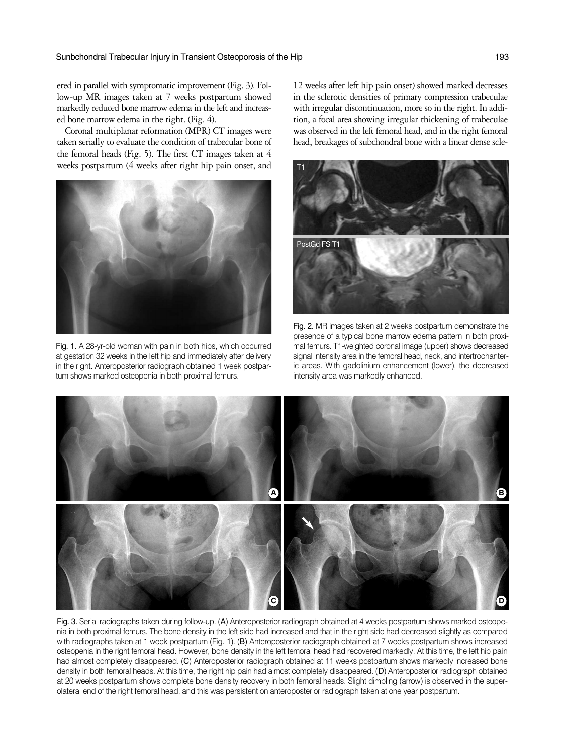ered in parallel with symptomatic improvement (Fig. 3). Follow-up MR images taken at 7 weeks postpartum showed markedly reduced bone marrow edema in the left and increased bone marrow edema in the right. (Fig. 4).

Coronal multiplanar reformation (MPR) CT images were taken serially to evaluate the condition of trabecular bone of the femoral heads (Fig. 5). The first CT images taken at 4 weeks postpartum (4 weeks after right hip pain onset, and 12 weeks after left hip pain onset) showed marked decreases in the sclerotic densities of primary compression trabeculae with irregular discontinuation, more so in the right. In addition, a focal area showing irregular thickening of trabeculae was observed in the left femoral head, and in the right femoral head, breakages of subchondral bone with a linear dense scle-

Fig. 1. A 28-yr-old woman with pain in both hips, which occurred at gestation 32 weeks in the left hip and immediately after delivery in the right. Anteroposterior radiograph obtained 1 week postpartum shows marked osteopenia in both proximal femurs.

Fig. 2. MR images taken at 2 weeks postpartum demonstrate the presence of a typical bone marrow edema pattern in both proximal femurs. T1-weighted coronal image (upper) shows decreased signal intensity area in the femoral head, neck, and intertrochanteric areas. With gadolinium enhancement (lower), the decreased intensity area was markedly enhanced.

Fig. 3. Serial radiographs taken during follow-up. (A) Anteroposterior radiograph obtained at 4 weeks postpartum shows marked osteopenia in both proximal femurs. The bone density in the left side had increased and that in the right side had decreased slightly as compared with radiographs taken at 1 week postpartum (Fig. 1). (B) Anteroposterior radiograph obtained at 7 weeks postpartum shows increased osteopenia in the right femoral head. However, bone density in the left femoral head had recovered markedly. At this time, the left hip pain had almost completely disappeared. (C) Anteroposterior radiograph obtained at 11 weeks postpartum shows markedly increased bone density in both femoral heads. At this time, the right hip pain had almost completely disappeared. (D) Anteroposterior radiograph obtained at 20 weeks postpartum shows complete bone density recovery in both femoral heads. Slight dimpling (arrow) is observed in the superolateral end of the right femoral head, and this was persistent on anteroposterior radiograph taken at one year postpartum.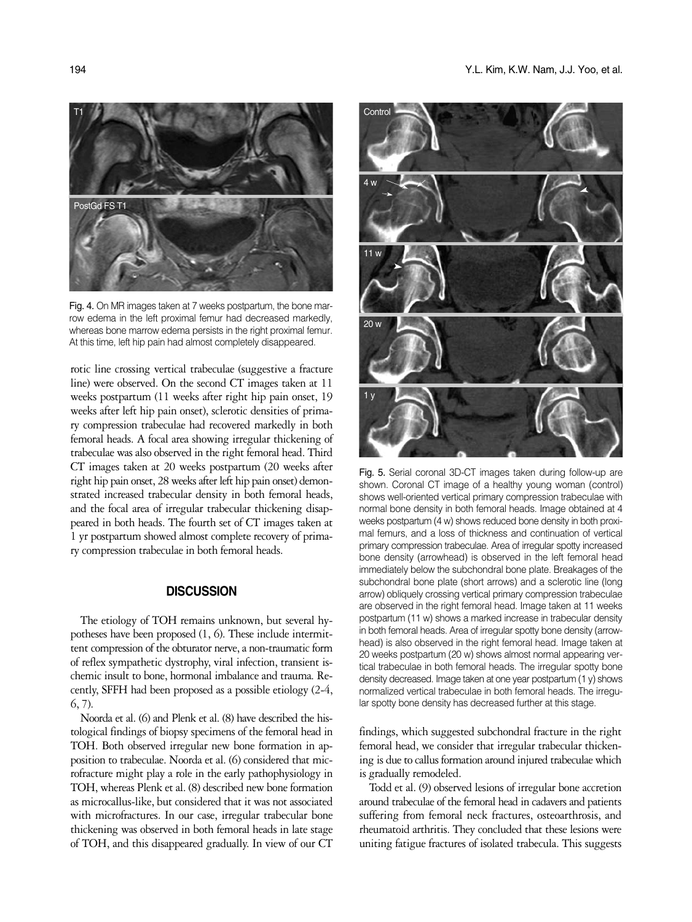Fig. 4. On MR images taken at 7 weeks postpartum, the bone marrow edema in the left proximal femur had decreased markedly, whereas bone marrow edema persists in the right proximal femur. At this time, left hip pain had almost completely disappeared.

rotic line crossing vertical trabeculae (suggestive a fracture line) were observed. On the second CT images taken at 11 weeks postpartum (11 weeks after right hip pain onset, 19 weeks after left hip pain onset), sclerotic densities of primary compression trabeculae had recovered markedly in both femoral heads. A focal area showing irregular thickening of trabeculae was also observed in the right femoral head. Third CT images taken at 20 weeks postpartum (20 weeks after right hip pain onset, 28 weeks after left hip pain onset) demonstrated increased trabecular density in both femoral heads, and the focal area of irregular trabecular thickening disappeared in both heads. The fourth set of CT images taken at 1 yr postpartum showed almost complete recovery of primary compression trabeculae in both femoral heads.

## DISCUSSION

The etiology of TOH remains unknown, but several hypotheses have been proposed (1, 6). These include intermittent compression of the obturator nerve, a non-traumatic form of reflex sympathetic dystrophy, viral infection, transient ischemic insult to bone, hormonal imbalance and trauma. Recently, SFFH had been proposed as a possible etiology (2-4, 6, 7).

Noorda et al. (6) and Plenk et al. (8) have described the histological findings of biopsy specimens of the femoral head in TOH. Both observed irregular new bone formation in apposition to trabeculae. Noorda et al. (6) considered that microfracture might play a role in the early pathophysiology in TOH, whereas Plenk et al. (8) described new bone formation as microcallus-like, but considered that it was not associated with microfractures. In our case, irregular trabecular bone thickening was observed in both femoral heads in late stage of TOH, and this disappeared gradually. In view of our CT findings, which suggested subchondral fracture in the right femoral head, we consider that irregular trabecular thickening is due to callus formation around injured trabeculae which is gradually remodeled.

Todd et al. (9) observed lesions of irregular bone accretion around trabeculae of the femoral head in cadavers and patients suffering from femoral neck fractures, osteoarthrosis, and rheumatoid arthritis. They concluded that these lesions were uniting fatigue fractures of isolated trabecula. This suggests

Fig. 5. Serial coronal 3D-CT images taken during follow-up are shown. Coronal CT image of a healthy young woman (control) shows well-oriented vertical primary compression trabeculae with normal bone density in both femoral heads. Image obtained at 4 weeks postpartum (4 w) shows reduced bone density in both proximal femurs, and a loss of thickness and continuation of vertical primary compression trabeculae. Area of irregular spotty increased bone density (arrowhead) is observed in the left femoral head immediately below the subchondral bone plate. Breakages of the subchondral bone plate (short arrows) and a sclerotic line (long arrow) obliquely crossing vertical primary compression trabeculae are observed in the right femoral head. Image taken at 11 weeks postpartum (11 w) shows a marked increase in trabecular density in both femoral heads. Area of irregular spotty bone density (arrowhead) is also observed in the right femoral head. Image taken at 20 weeks postpartum (20 w) shows almost normal appearing vertical trabeculae in both femoral heads. The irregular spotty bone density decreased. Image taken at one year postpartum (1 y) shows normalized vertical trabeculae in both femoral heads. The irregular spotty bone density has decreased further at this stage.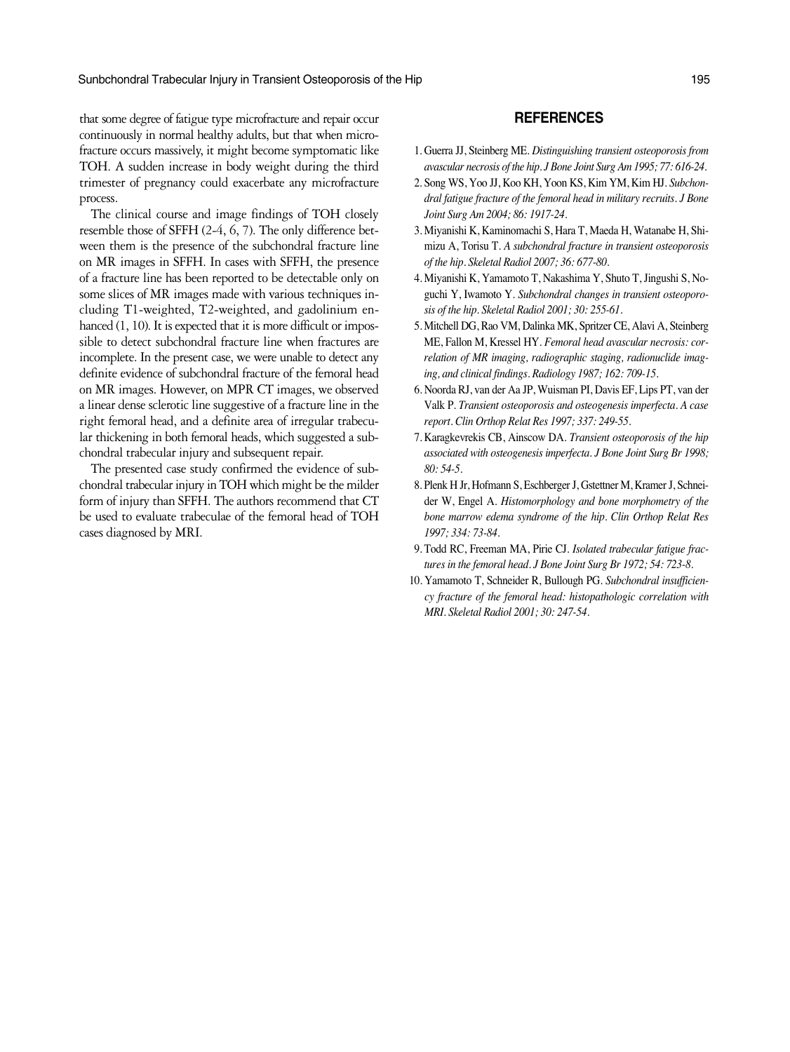that some degree of fatigue type microfracture and repair occur continuously in normal healthy adults, but that when microfracture occurs massively, it might become symptomatic like TOH. A sudden increase in body weight during the third trimester of pregnancy could exacerbate any microfracture process.

The clinical course and image findings of TOH closely resemble those of SFFH (2-4, 6, 7). The only difference between them is the presence of the subchondral fracture line on MR images in SFFH. In cases with SFFH, the presence of a fracture line has been reported to be detectable only on some slices of MR images made with various techniques including T1-weighted, T2-weighted, and gadolinium enhanced (1, 10). It is expected that it is more difficult or impossible to detect subchondral fracture line when fractures are incomplete. In the present case, we were unable to detect any definite evidence of subchondral fracture of the femoral head on MR images. However, on MPR CT images, we observed a linear dense sclerotic line suggestive of a fracture line in the right femoral head, and a definite area of irregular trabecular thickening in both femoral heads, which suggested a subchondral trabecular injury and subsequent repair.

The presented case study confirmed the evidence of subchondral trabecular injury in TOH which might be the milder form of injury than SFFH. The authors recommend that CT be used to evaluate trabeculae of the femoral head of TOH cases diagnosed by MRI.

## REFERENCES

1. Guerra JJ, Steinberg ME. *Distinguishing transient osteoporosis from avascular necrosis of the hip. J Bone Joint Surg Am 1995; 77: 616-24.*
2. Song WS, Yoo JJ, Koo KH, Yoon KS, Kim YM, Kim HJ. *Subchondral fatigue fracture of the femoral head in military recruits. J Bone Joint Surg Am 2004; 86: 1917-24.*
3. Miyanishi K, Kaminomachi S, Hara T, Maeda H, Watanabe H, Shimizu A, Torisu T. *A subchondral fracture in transient osteoporosis of the hip. Skeletal Radiol 2007; 36: 677-80.*
4. Miyanishi K, Yamamoto T, Nakashima Y, Shuto T, Jingushi S, Noguchi Y, Iwamoto Y. *Subchondral changes in transient osteoporosis of the hip. Skeletal Radiol 2001; 30: 255-61.*
5. Mitchell DG, Rao VM, Dalinka MK, Spritzer CE, Alavi A, Steinberg ME, Fallon M, Kressel HY. *Femoral head avascular necrosis: correlation of MR imaging, radiographic staging, radionuclide imaging, and clinical findings. Radiology 1987; 162: 709-15.*
6. Noorda RJ, van der Aa JP, Wuisman PI, Davis EF, Lips PT, van der Valk P. *Transient osteoporosis and osteogenesis imperfecta. A case report. Clin Orthop Relat Res 1997; 337: 249-55.*
7. Karagkevrekis CB, Ainscow DA. *Transient osteoporosis of the hip associated with osteogenesis imperfecta. J Bone Joint Surg Br 1998; 80: 54-5.*
8. Plenk H Jr, Hofmann S, Eschberger J, Gstettner M, Kramer J, Schneider W, Engel A. *Histomorphology and bone morphometry of the bone marrow edema syndrome of the hip. Clin Orthop Relat Res 1997; 334: 73-84.*
9. Todd RC, Freeman MA, Pirie CJ. *Isolated trabecular fatigue fractures in the femoral head. J Bone Joint Surg Br 1972; 54: 723-8.*
10. Yamamoto T, Schneider R, Bullough PG. *Subchondral insufficiency fracture of the femoral head: histopathologic correlation with MRI. Skeletal Radiol 2001; 30: 247-54.*